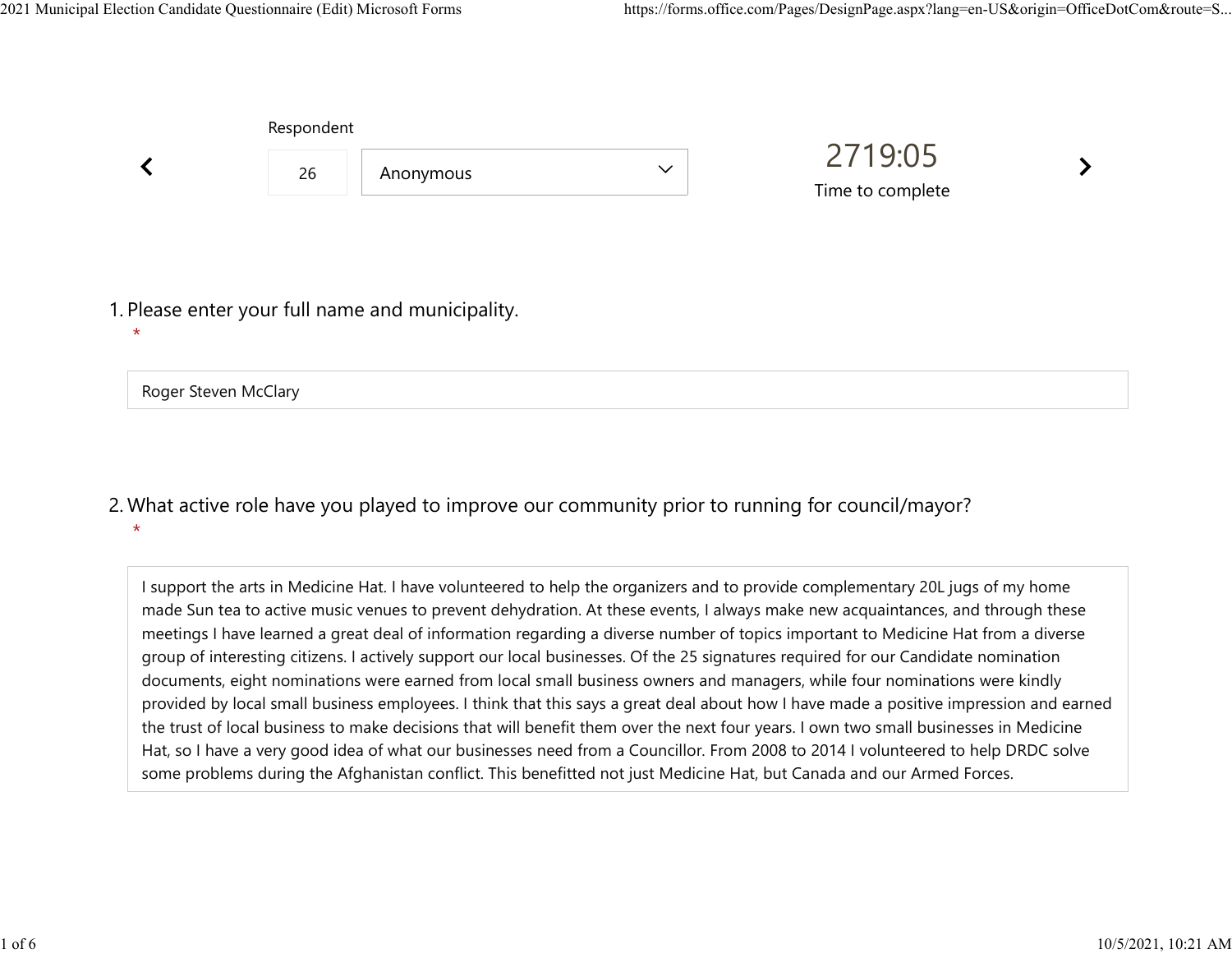Respondent

26 | Anonymous

2719:05

Time to complete

1. Please enter your full name and municipality.
*

Roger Steven McClary

2. What active role have you played to improve our community prior to running for council/mayor?
*

I support the arts in Medicine Hat. I have volunteered to help the organizers and to provide complementary 20L jugs of my home made Sun tea to active music venues to prevent dehydration. At these events, I always make new acquaintances, and through these meetings I have learned a great deal of information regarding a diverse number of topics important to Medicine Hat from a diverse group of interesting citizens. I actively support our local businesses. Of the 25 signatures required for our Candidate nomination documents, eight nominations were earned from local small business owners and managers, while four nominations were kindly provided by local small business employees. I think that this says a great deal about how I have made a positive impression and earned the trust of local business to make decisions that will benefit them over the next four years. I own two small businesses in Medicine Hat, so I have a very good idea of what our businesses need from a Councillor. From 2008 to 2014 I volunteered to help DRDC solve some problems during the Afghanistan conflict. This benefitted not just Medicine Hat, but Canada and our Armed Forces.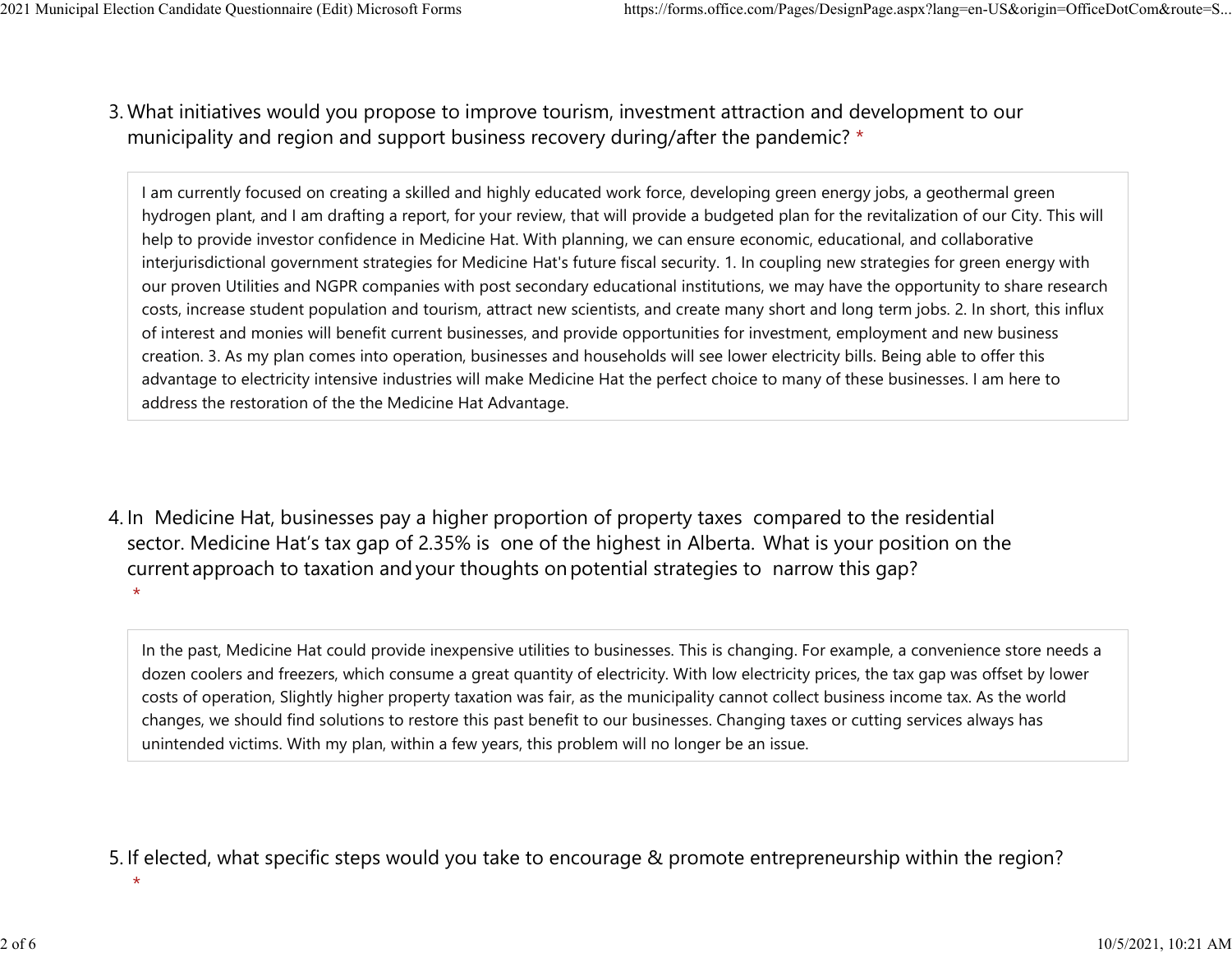3. What initiatives would you propose to improve tourism, investment attraction and development to our municipality and region and support business recovery during/after the pandemic? *

I am currently focused on creating a skilled and highly educated work force, developing green energy jobs, a geothermal green hydrogen plant, and I am drafting a report, for your review, that will provide a budgeted plan for the revitalization of our City. This will help to provide investor confidence in Medicine Hat. With planning, we can ensure economic, educational, and collaborative interjurisdictional government strategies for Medicine Hat's future fiscal security. 1. In coupling new strategies for green energy with our proven Utilities and NGPR companies with post secondary educational institutions, we may have the opportunity to share research costs, increase student population and tourism, attract new scientists, and create many short and long term jobs. 2. In short, this influx of interest and monies will benefit current businesses, and provide opportunities for investment, employment and new business creation. 3. As my plan comes into operation, businesses and households will see lower electricity bills. Being able to offer this advantage to electricity intensive industries will make Medicine Hat the perfect choice to many of these businesses. I am here to address the restoration of the the Medicine Hat Advantage.

4. In Medicine Hat, businesses pay a higher proportion of property taxes compared to the residential sector. Medicine Hat's tax gap of 2.35% is one of the highest in Alberta. What is your position on the current approach to taxation and your thoughts on potential strategies to narrow this gap? *

In the past, Medicine Hat could provide inexpensive utilities to businesses. This is changing. For example, a convenience store needs a dozen coolers and freezers, which consume a great quantity of electricity. With low electricity prices, the tax gap was offset by lower costs of operation, Slightly higher property taxation was fair, as the municipality cannot collect business income tax. As the world changes, we should find solutions to restore this past benefit to our businesses. Changing taxes or cutting services always has unintended victims. With my plan, within a few years, this problem will no longer be an issue.

5. If elected, what specific steps would you take to encourage & promote entrepreneurship within the region? *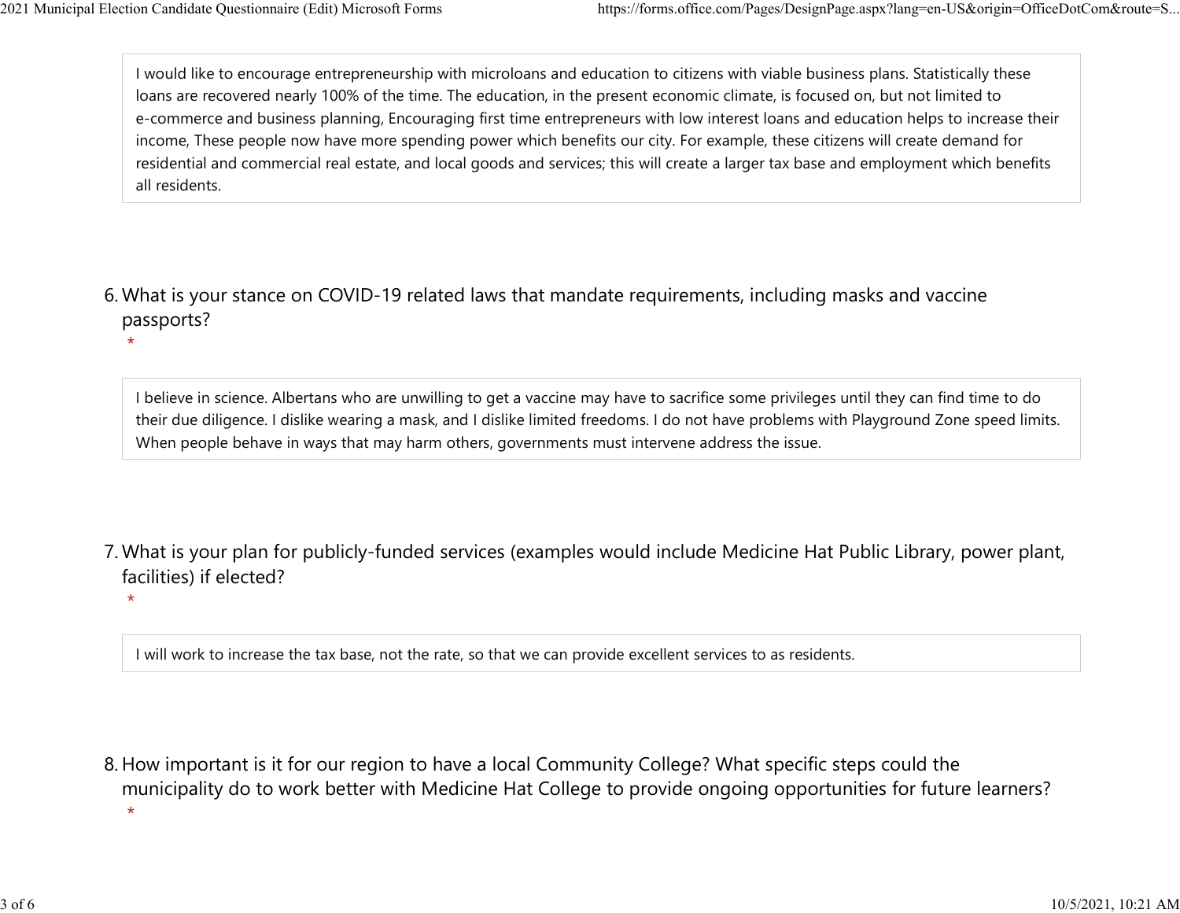I would like to encourage entrepreneurship with microloans and education to citizens with viable business plans. Statistically these loans are recovered nearly 100% of the time. The education, in the present economic climate, is focused on, but not limited to e-commerce and business planning, Encouraging first time entrepreneurs with low interest loans and education helps to increase their income, These people now have more spending power which benefits our city. For example, these citizens will create demand for residential and commercial real estate, and local goods and services; this will create a larger tax base and employment which benefits all residents.

6. What is your stance on COVID-19 related laws that mandate requirements, including masks and vaccine passports?
*

I believe in science. Albertans who are unwilling to get a vaccine may have to sacrifice some privileges until they can find time to do their due diligence. I dislike wearing a mask, and I dislike limited freedoms. I do not have problems with Playground Zone speed limits. When people behave in ways that may harm others, governments must intervene address the issue.

7. What is your plan for publicly-funded services (examples would include Medicine Hat Public Library, power plant, facilities) if elected?
*

I will work to increase the tax base, not the rate, so that we can provide excellent services to as residents.

8. How important is it for our region to have a local Community College? What specific steps could the municipality do to work better with Medicine Hat College to provide ongoing opportunities for future learners?
*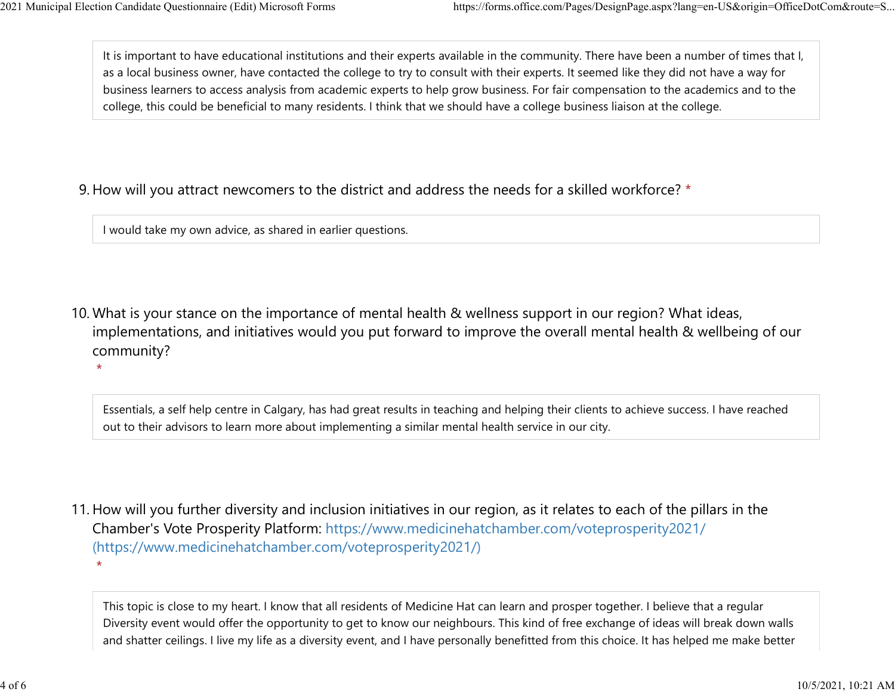It is important to have educational institutions and their experts available in the community. There have been a number of times that I, as a local business owner, have contacted the college to try to consult with their experts. It seemed like they did not have a way for business learners to access analysis from academic experts to help grow business. For fair compensation to the academics and to the college, this could be beneficial to many residents. I think that we should have a college business liaison at the college.

9. How will you attract newcomers to the district and address the needs for a skilled workforce? *

I would take my own advice, as shared in earlier questions.

10. What is your stance on the importance of mental health & wellness support in our region? What ideas, implementations, and initiatives would you put forward to improve the overall mental health & wellbeing of our community? *

Essentials, a self help centre in Calgary, has had great results in teaching and helping their clients to achieve success. I have reached out to their advisors to learn more about implementing a similar mental health service in our city.

11. How will you further diversity and inclusion initiatives in our region, as it relates to each of the pillars in the Chamber's Vote Prosperity Platform: https://www.medicinehatchamber.com/voteprosperity2021/ (https://www.medicinehatchamber.com/voteprosperity2021/) *

This topic is close to my heart. I know that all residents of Medicine Hat can learn and prosper together. I believe that a regular Diversity event would offer the opportunity to get to know our neighbours. This kind of free exchange of ideas will break down walls and shatter ceilings. I live my life as a diversity event, and I have personally benefitted from this choice. It has helped me make better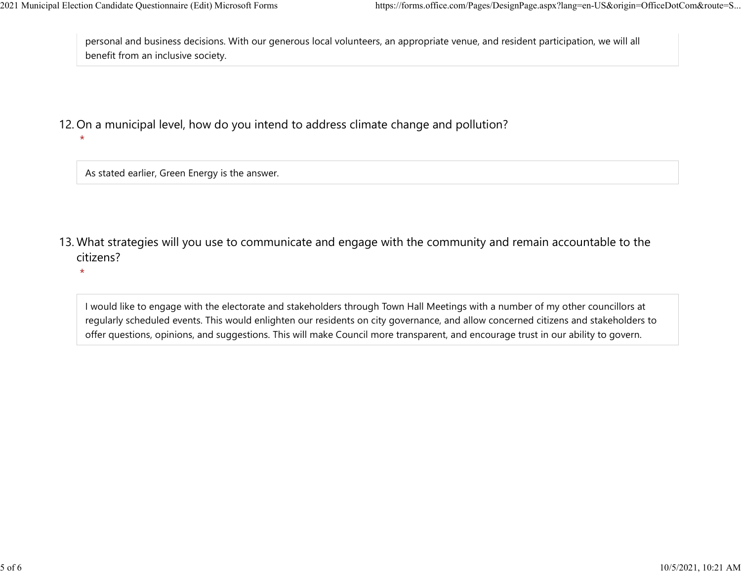personal and business decisions. With our generous local volunteers, an appropriate venue, and resident participation, we will all benefit from an inclusive society.

12. On a municipal level, how do you intend to address climate change and pollution?
*

As stated earlier, Green Energy is the answer.

13. What strategies will you use to communicate and engage with the community and remain accountable to the citizens?
*

I would like to engage with the electorate and stakeholders through Town Hall Meetings with a number of my other councillors at regularly scheduled events. This would enlighten our residents on city governance, and allow concerned citizens and stakeholders to offer questions, opinions, and suggestions. This will make Council more transparent, and encourage trust in our ability to govern.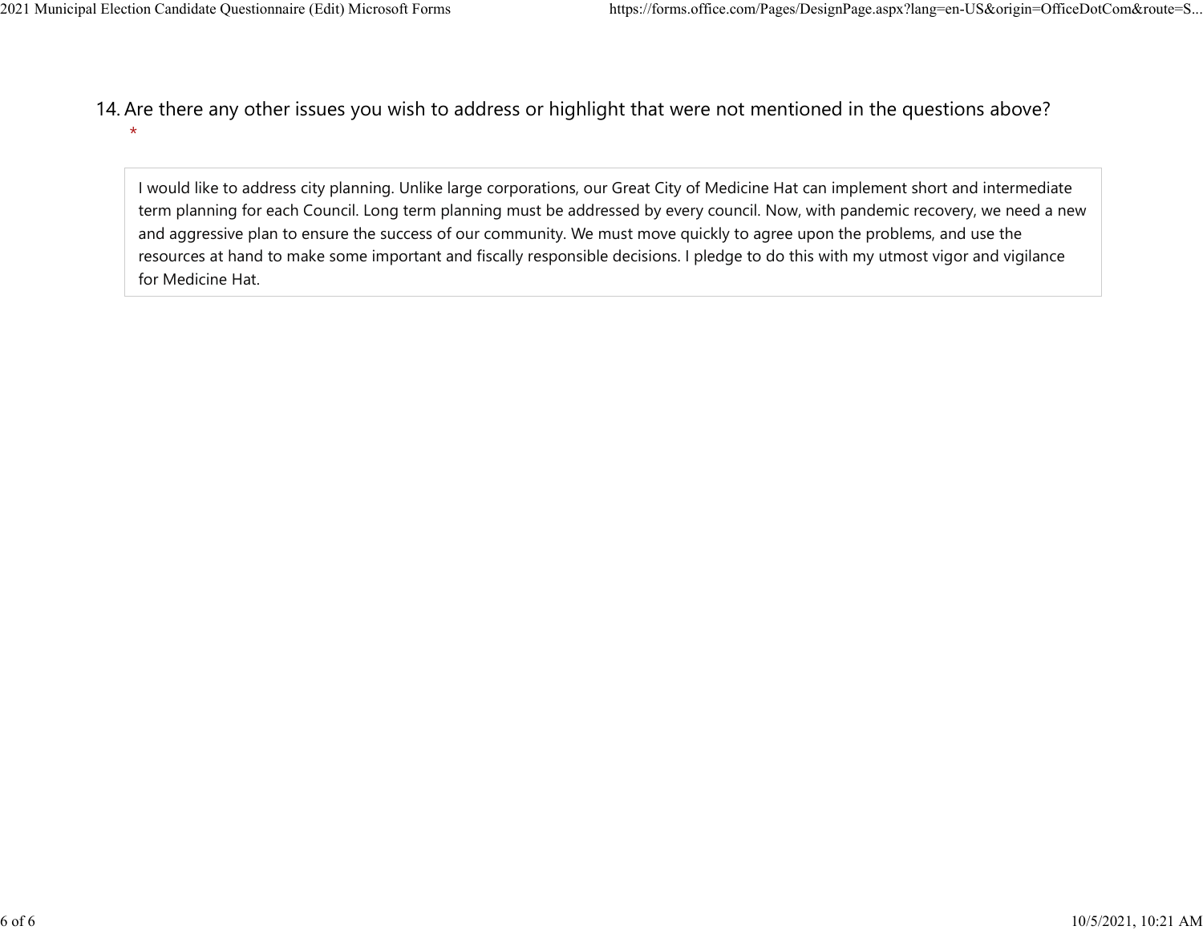14. Are there any other issues you wish to address or highlight that were not mentioned in the questions above? *

I would like to address city planning. Unlike large corporations, our Great City of Medicine Hat can implement short and intermediate term planning for each Council. Long term planning must be addressed by every council. Now, with pandemic recovery, we need a new and aggressive plan to ensure the success of our community. We must move quickly to agree upon the problems, and use the resources at hand to make some important and fiscally responsible decisions. I pledge to do this with my utmost vigor and vigilance for Medicine Hat.